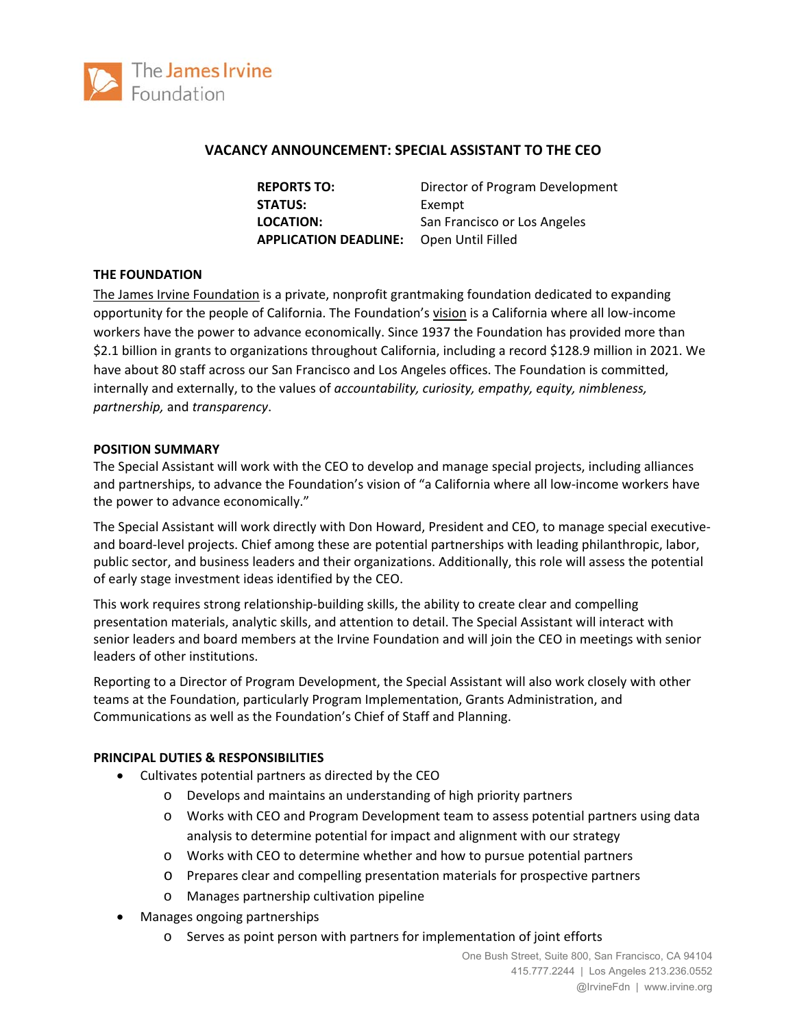The James Irvine Foundation

# VACANCY ANNOUNCEMENT: SPECIAL ASSISTANT TO THE CEO

**REPORTS TO:** Director of Program Development
**STATUS:** Exempt
**LOCATION:** San Francisco or Los Angeles
**APPLICATION DEADLINE:** Open Until Filled

## THE FOUNDATION

The James Irvine Foundation is a private, nonprofit grantmaking foundation dedicated to expanding opportunity for the people of California. The Foundation's vision is a California where all low-income workers have the power to advance economically. Since 1937 the Foundation has provided more than $2.1 billion in grants to organizations throughout California, including a record $128.9 million in 2021. We have about 80 staff across our San Francisco and Los Angeles offices. The Foundation is committed, internally and externally, to the values of *accountability, curiosity, empathy, equity, nimbleness, partnership,* and *transparency*.

## POSITION SUMMARY

The Special Assistant will work with the CEO to develop and manage special projects, including alliances and partnerships, to advance the Foundation's vision of "a California where all low-income workers have the power to advance economically."

The Special Assistant will work directly with Don Howard, President and CEO, to manage special executive- and board-level projects. Chief among these are potential partnerships with leading philanthropic, labor, public sector, and business leaders and their organizations. Additionally, this role will assess the potential of early stage investment ideas identified by the CEO.

This work requires strong relationship-building skills, the ability to create clear and compelling presentation materials, analytic skills, and attention to detail. The Special Assistant will interact with senior leaders and board members at the Irvine Foundation and will join the CEO in meetings with senior leaders of other institutions.

Reporting to a Director of Program Development, the Special Assistant will also work closely with other teams at the Foundation, particularly Program Implementation, Grants Administration, and Communications as well as the Foundation's Chief of Staff and Planning.

## PRINCIPAL DUTIES & RESPONSIBILITIES

- Cultivates potential partners as directed by the CEO
  - Develops and maintains an understanding of high priority partners
  - Works with CEO and Program Development team to assess potential partners using data analysis to determine potential for impact and alignment with our strategy
  - Works with CEO to determine whether and how to pursue potential partners
  - Prepares clear and compelling presentation materials for prospective partners
  - Manages partnership cultivation pipeline
- Manages ongoing partnerships
  - Serves as point person with partners for implementation of joint efforts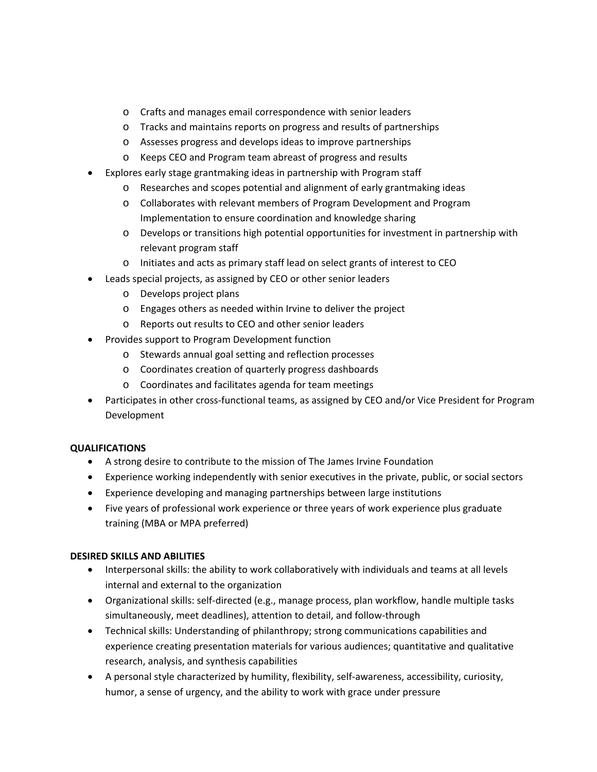- Crafts and manages email correspondence with senior leaders
   - Tracks and maintains reports on progress and results of partnerships
   - Assesses progress and develops ideas to improve partnerships
   - Keeps CEO and Program team abreast of progress and results
- Explores early stage grantmaking ideas in partnership with Program staff
   - Researches and scopes potential and alignment of early grantmaking ideas
   - Collaborates with relevant members of Program Development and Program Implementation to ensure coordination and knowledge sharing
   - Develops or transitions high potential opportunities for investment in partnership with relevant program staff
   - Initiates and acts as primary staff lead on select grants of interest to CEO
- Leads special projects, as assigned by CEO or other senior leaders
   - Develops project plans
   - Engages others as needed within Irvine to deliver the project
   - Reports out results to CEO and other senior leaders
- Provides support to Program Development function
   - Stewards annual goal setting and reflection processes
   - Coordinates creation of quarterly progress dashboards
   - Coordinates and facilitates agenda for team meetings
- Participates in other cross-functional teams, as assigned by CEO and/or Vice President for Program Development

**QUALIFICATIONS**

- A strong desire to contribute to the mission of The James Irvine Foundation
- Experience working independently with senior executives in the private, public, or social sectors
- Experience developing and managing partnerships between large institutions
- Five years of professional work experience or three years of work experience plus graduate training (MBA or MPA preferred)

**DESIRED SKILLS AND ABILITIES**

- Interpersonal skills: the ability to work collaboratively with individuals and teams at all levels internal and external to the organization
- Organizational skills: self-directed (e.g., manage process, plan workflow, handle multiple tasks simultaneously, meet deadlines), attention to detail, and follow-through
- Technical skills: Understanding of philanthropy; strong communications capabilities and experience creating presentation materials for various audiences; quantitative and qualitative research, analysis, and synthesis capabilities
- A personal style characterized by humility, flexibility, self-awareness, accessibility, curiosity, humor, a sense of urgency, and the ability to work with grace under pressure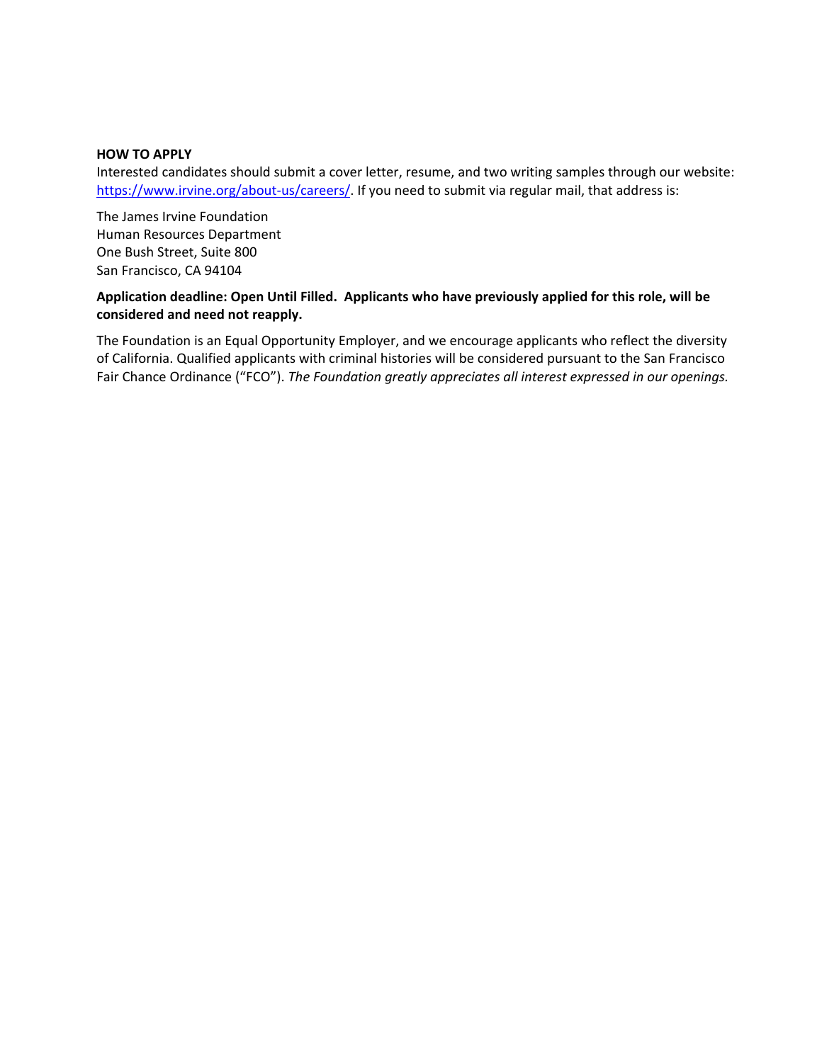**HOW TO APPLY**

Interested candidates should submit a cover letter, resume, and two writing samples through our website: [https://www.irvine.org/about-us/careers/](https://www.irvine.org/about-us/careers/). If you need to submit via regular mail, that address is:

The James Irvine Foundation  
Human Resources Department  
One Bush Street, Suite 800  
San Francisco, CA 94104

**Application deadline: Open Until Filled. Applicants who have previously applied for this role, will be considered and need not reapply.**

The Foundation is an Equal Opportunity Employer, and we encourage applicants who reflect the diversity of California. Qualified applicants with criminal histories will be considered pursuant to the San Francisco Fair Chance Ordinance ("FCO"). *The Foundation greatly appreciates all interest expressed in our openings.*